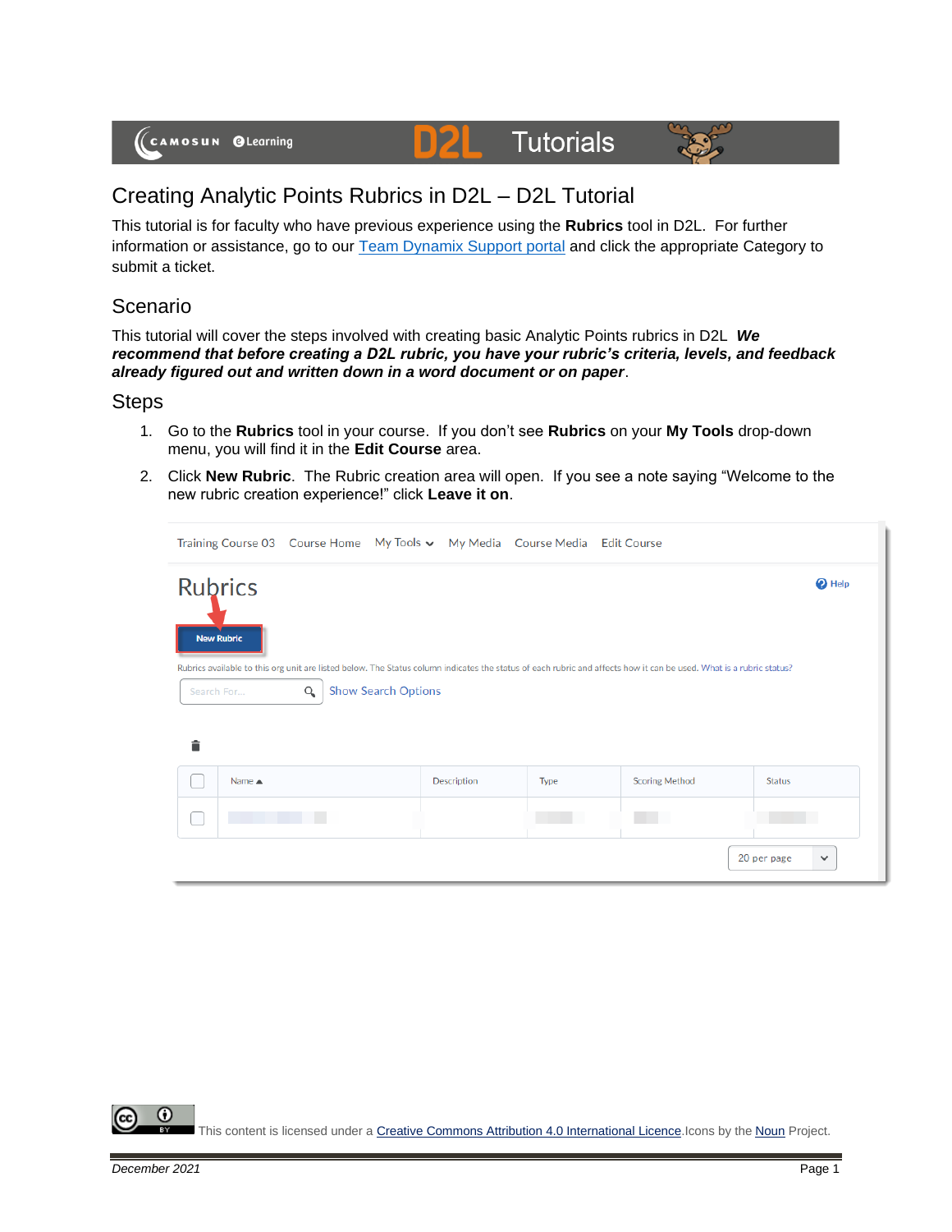# Creating Analytic Points Rubrics in D2L – D2L Tutorial

This tutorial is for faculty who have previous experience using the **Rubrics** tool in D2L. For further information or assistance, go to our [Team Dynamix Support portal]() and click the appropriate Category to submit a ticket.

## Scenario

This tutorial will cover the steps involved with creating basic Analytic Points rubrics in D2L ***We recommend that before creating a D2L rubric, you have your rubric's criteria, levels, and feedback already figured out and written down in a word document or on paper***.

## Steps

1. Go to the **Rubrics** tool in your course. If you don't see **Rubrics** on your **My Tools** drop-down menu, you will find it in the **Edit Course** area.
2. Click **New Rubric**. The Rubric creation area will open. If you see a note saying "Welcome to the new rubric creation experience!" click **Leave it on**.

This content is licensed under a [Creative Commons Attribution 4.0 International Licence](). Icons by the [Noun]() Project.

*December 2021*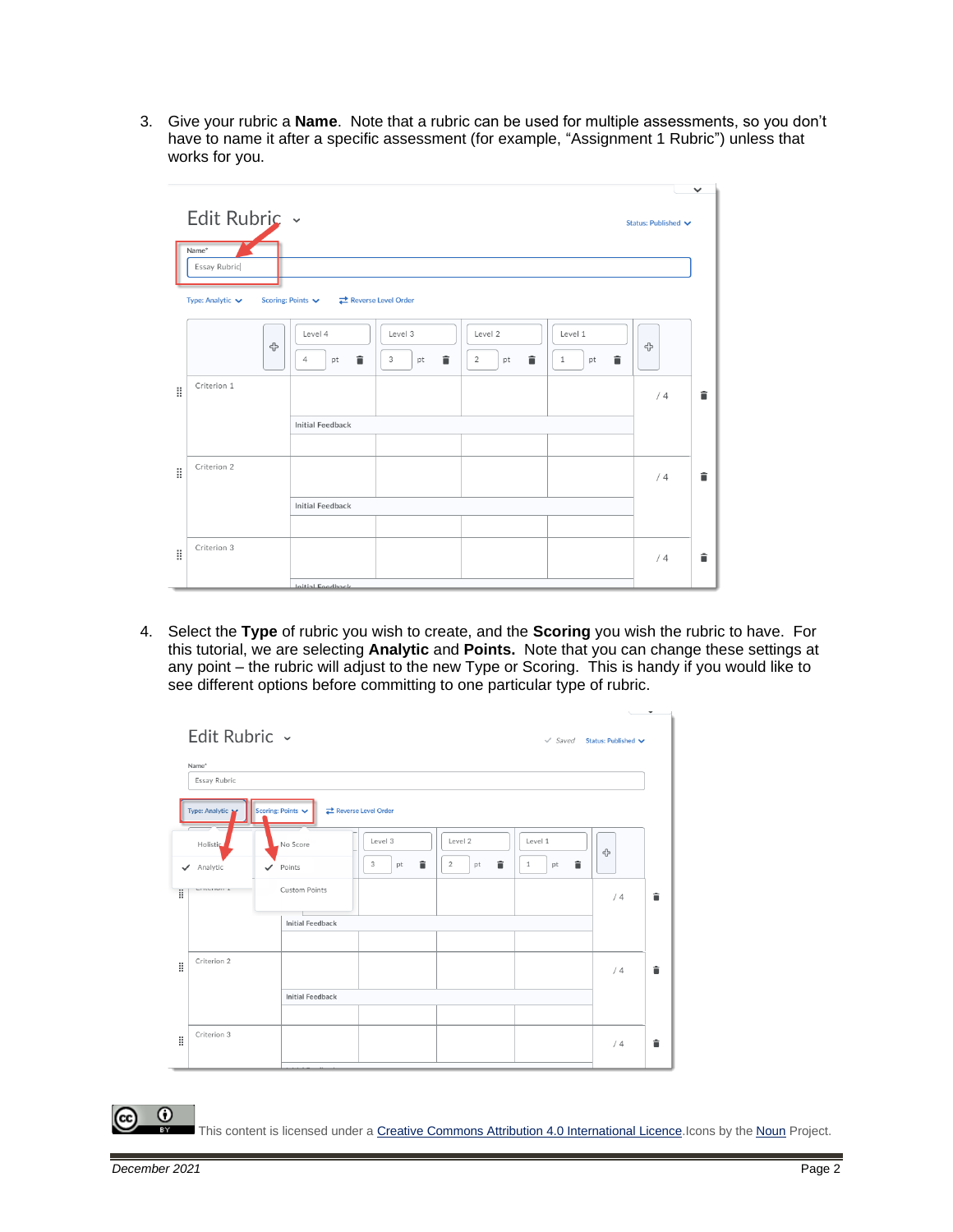3. Give your rubric a **Name**. Note that a rubric can be used for multiple assessments, so you don't have to name it after a specific assessment (for example, "Assignment 1 Rubric") unless that works for you.

4. Select the **Type** of rubric you wish to create, and the **Scoring** you wish the rubric to have. For this tutorial, we are selecting **Analytic** and **Points.** Note that you can change these settings at any point – the rubric will adjust to the new Type or Scoring. This is handy if you would like to see different options before committing to one particular type of rubric.

This content is licensed under a Creative Commons Attribution 4.0 International Licence.Icons by the Noun Project.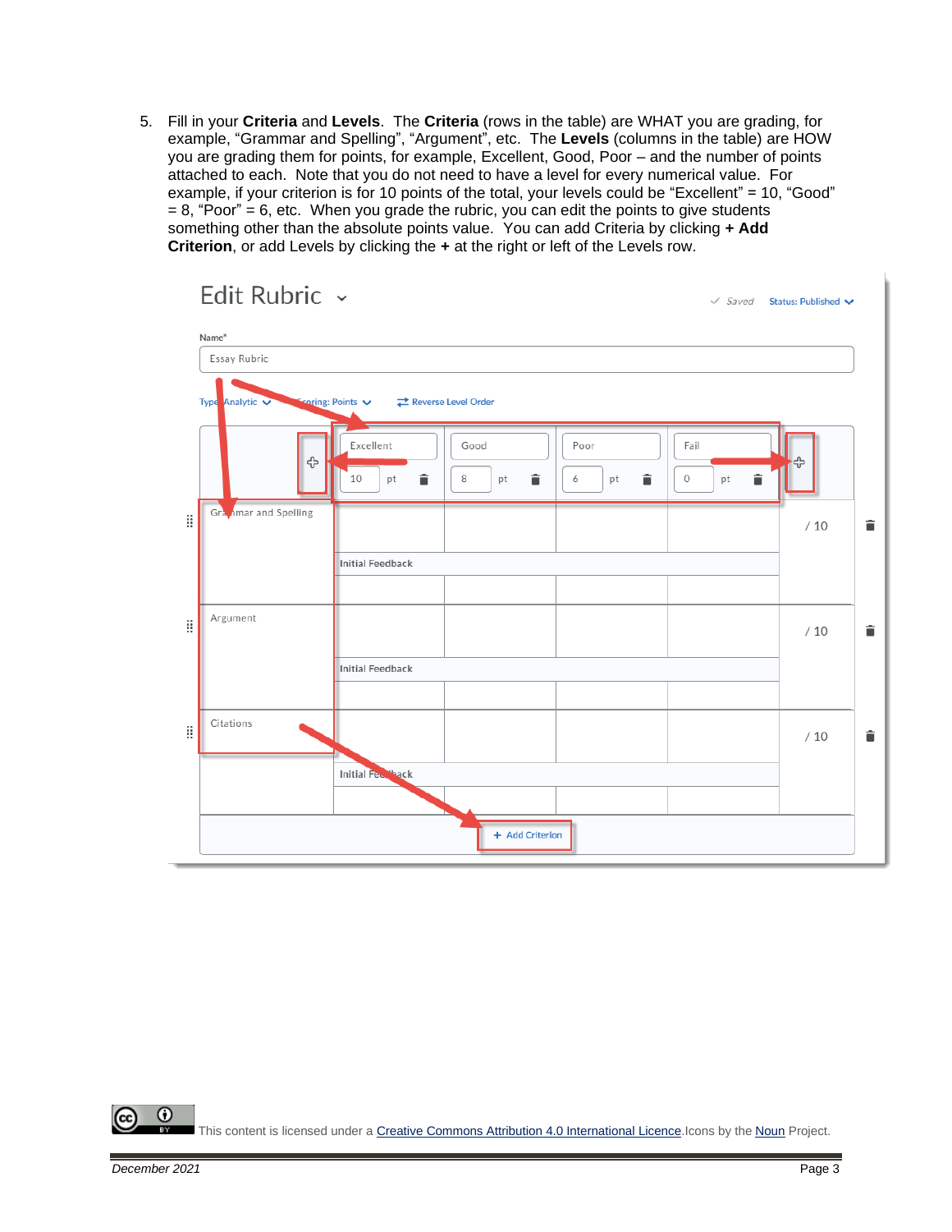5. Fill in your **Criteria** and **Levels**. The **Criteria** (rows in the table) are WHAT you are grading, for example, “Grammar and Spelling”, “Argument”, etc. The **Levels** (columns in the table) are HOW you are grading them for points, for example, Excellent, Good, Poor – and the number of points attached to each. Note that you do not need to have a level for every numerical value. For example, if your criterion is for 10 points of the total, your levels could be “Excellent” = 10, “Good” = 8, “Poor” = 6, etc. When you grade the rubric, you can edit the points to give students something other than the absolute points value. You can add Criteria by clicking **+ Add Criterion**, or add Levels by clicking the **+** at the right or left of the Levels row.

This content is licensed under a Creative Commons Attribution 4.0 International Licence.Icons by the Noun Project.

*December 2021*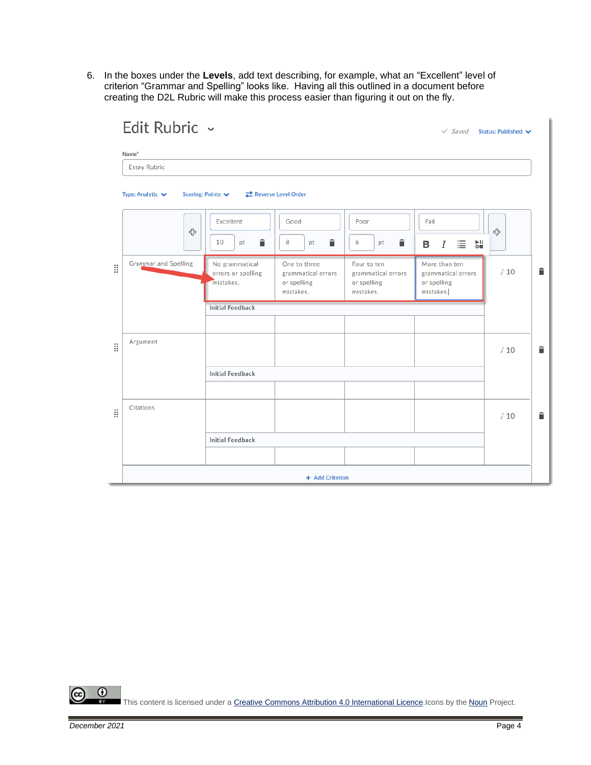6. In the boxes under the **Levels**, add text describing, for example, what an “Excellent” level of criterion “Grammar and Spelling” looks like. Having all this outlined in a document before creating the D2L Rubric will make this process easier than figuring it out on the fly.

This content is licensed under a Creative Commons Attribution 4.0 International Licence. Icons by the Noun Project.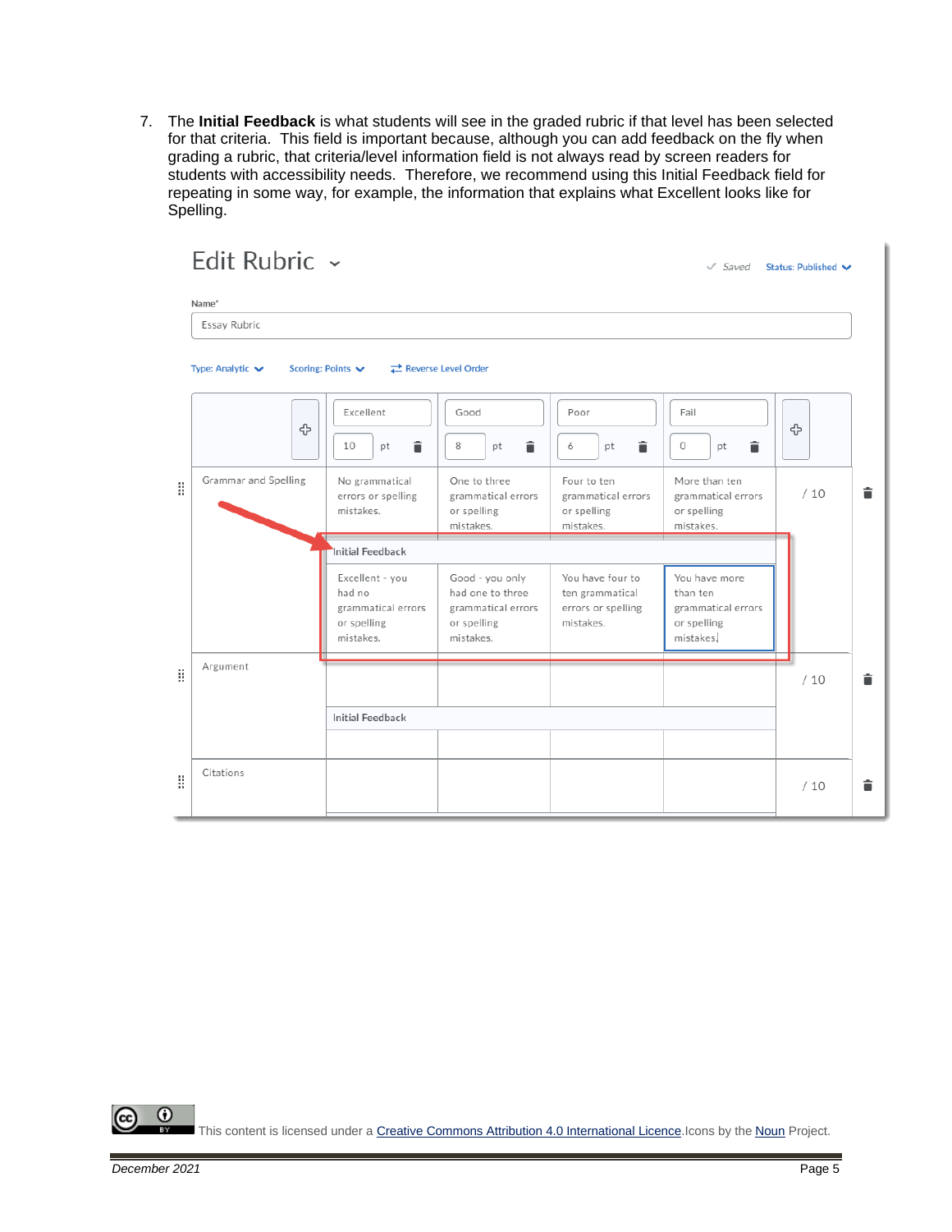7. The **Initial Feedback** is what students will see in the graded rubric if that level has been selected for that criteria. This field is important because, although you can add feedback on the fly when grading a rubric, that criteria/level information field is not always read by screen readers for students with accessibility needs. Therefore, we recommend using this Initial Feedback field for repeating in some way, for example, the information that explains what Excellent looks like for Spelling.

# Edit Rubric

Saved Status: Published

Name*

Essay Rubric

Type: Analytic Scoring: Points Reverse Level Order

| | Excellent 10 pt | Good 8 pt | Poor 6 pt | Fail 0 pt | |
|---|---|---|---|---|---|
| Grammar and Spelling | No grammatical errors or spelling mistakes. | One to three grammatical errors or spelling mistakes. | Four to ten grammatical errors or spelling mistakes. | More than ten grammatical errors or spelling mistakes. | / 10 |
| | **Initial Feedback** | | | | |
| | Excellent - you had no grammatical errors or spelling mistakes. | Good - you only had one to three grammatical errors or spelling mistakes. | You have four to ten grammatical errors or spelling mistakes. | You have more than ten grammatical errors or spelling mistakes. | |
| Argument | | | | | / 10 |
| | **Initial Feedback** | | | | |
| | | | | | |
| Citations | | | | | / 10 |

This content is licensed under a [Creative Commons Attribution 4.0 International Licence](). Icons by the [Noun]() Project.

December 2021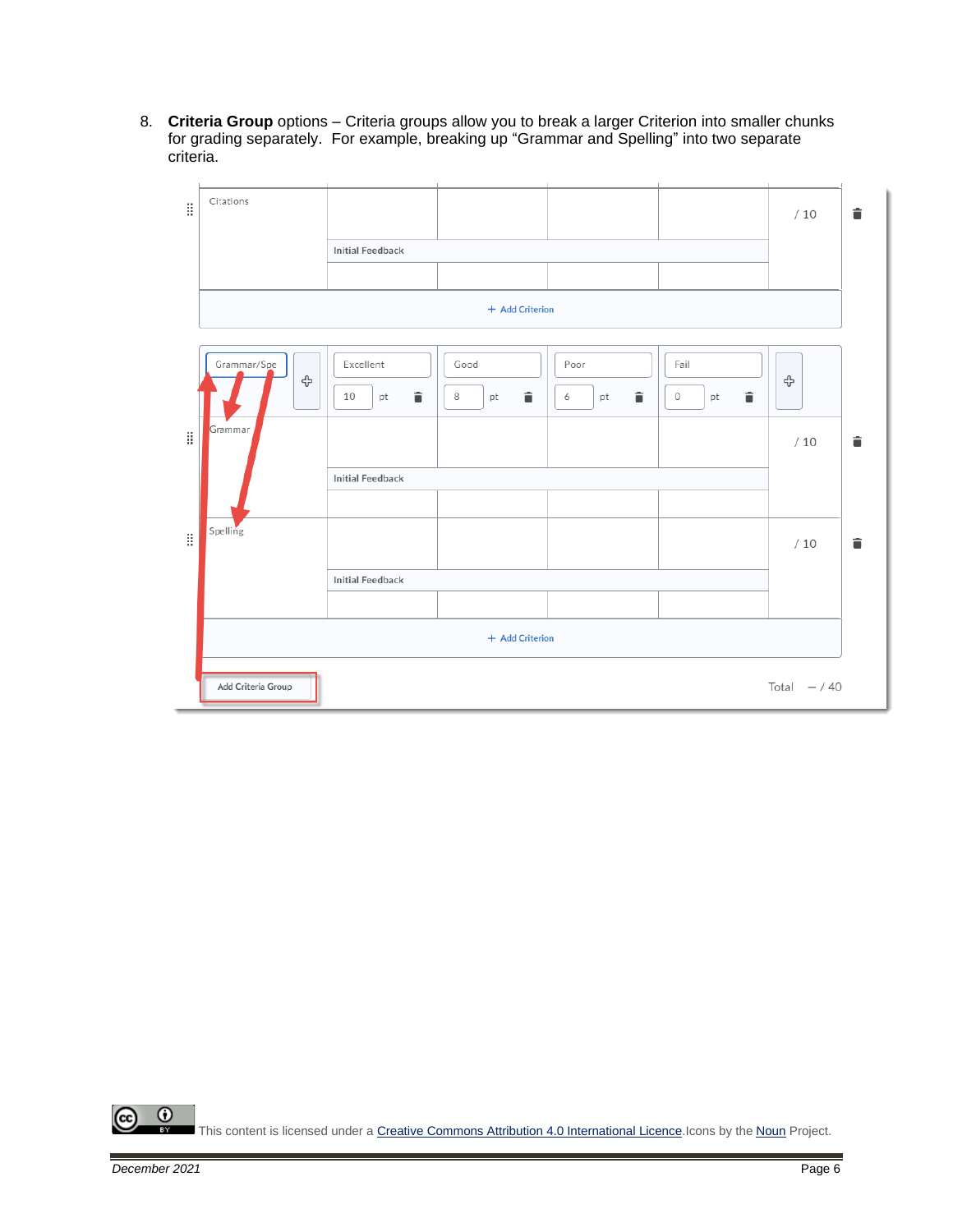8. **Criteria Group** options – Criteria groups allow you to break a larger Criterion into smaller chunks for grading separately. For example, breaking up “Grammar and Spelling” into two separate criteria.

This content is licensed under a Creative Commons Attribution 4.0 International Licence.Icons by the Noun Project.

*December 2021*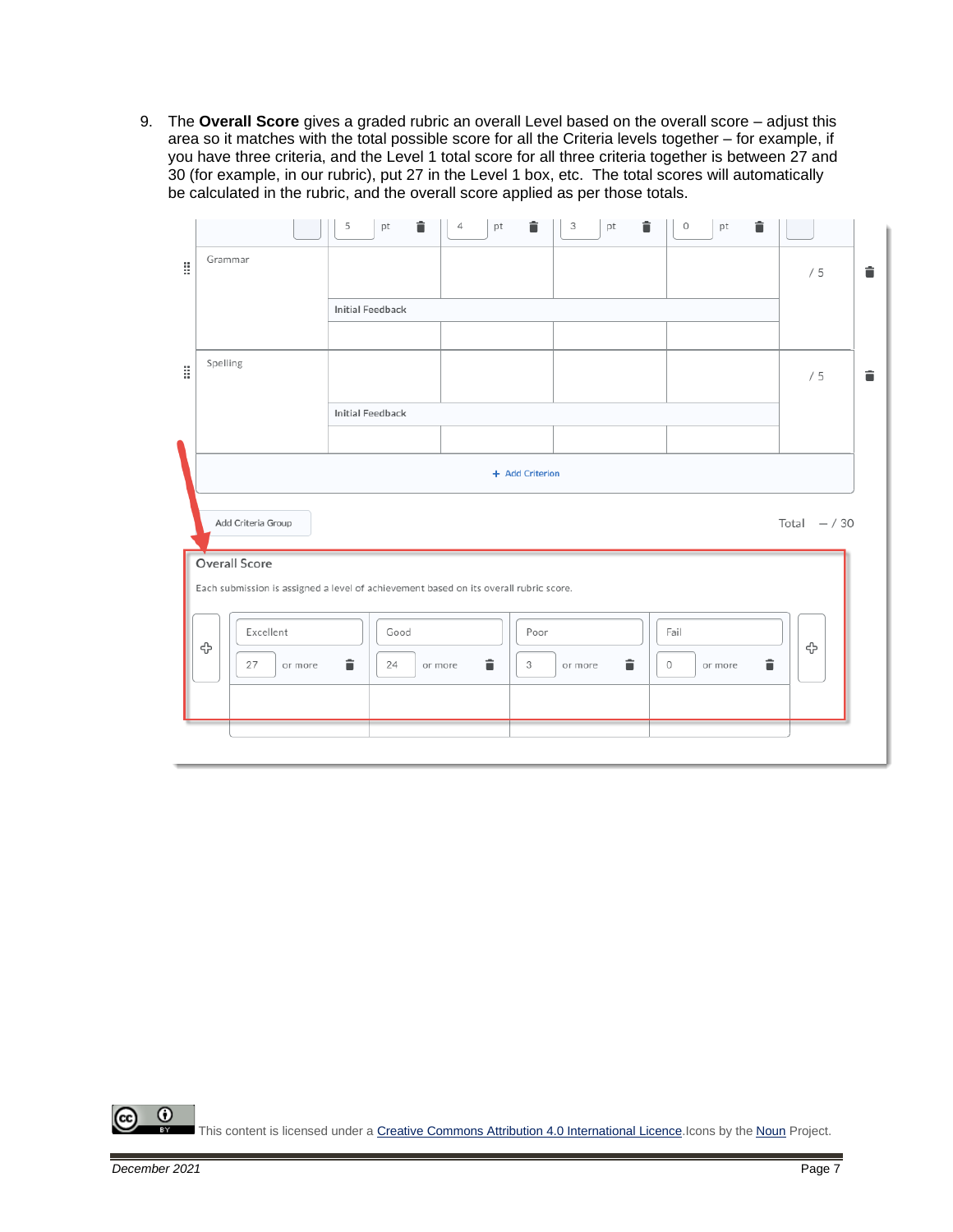9. The **Overall Score** gives a graded rubric an overall Level based on the overall score – adjust this area so it matches with the total possible score for all the Criteria levels together – for example, if you have three criteria, and the Level 1 total score for all three criteria together is between 27 and 30 (for example, in our rubric), put 27 in the Level 1 box, etc. The total scores will automatically be calculated in the rubric, and the overall score applied as per totals.

| | 5 pt | 4 pt | 3 pt | 0 pt | |
|---|---|---|---|---|---|
| Grammar | | | | | / 5 |
| | Initial Feedback | | | | |
| Spelling | | | | | / 5 |
| | Initial Feedback | | | | |

+ Add Criterion

Add Criteria Group

Total – / 30

**Overall Score**

Each submission is assigned a level of achievement based on its overall rubric score.

| Excellent | Good | Poor | Fail |
|---|---|---|---|
| 27 or more | 24 or more | 3 or more | 0 or more |

This content is licensed under a Creative Commons Attribution 4.0 International Licence. Icons by the Noun Project.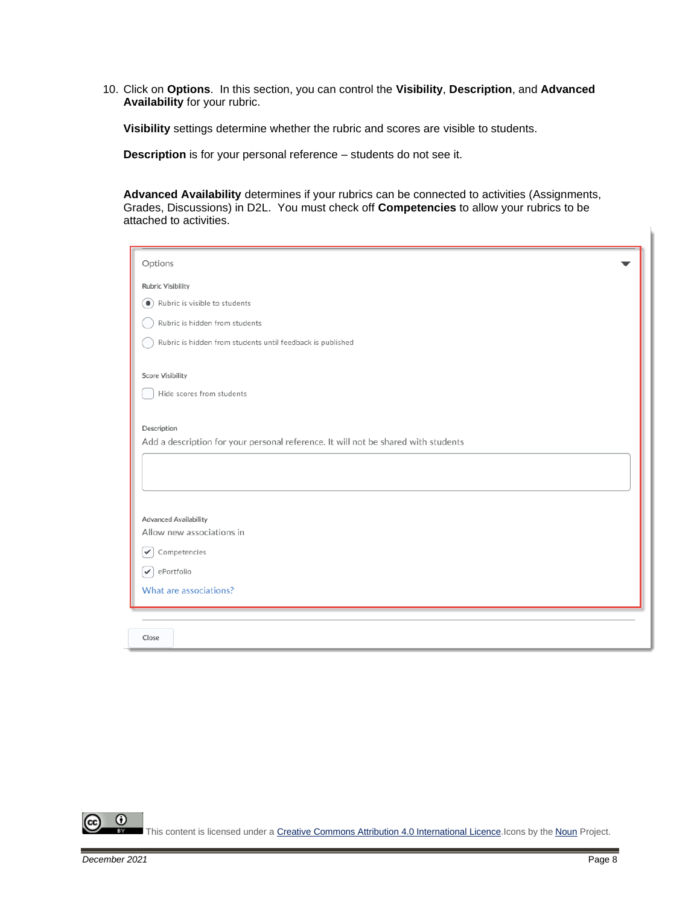10. Click on **Options**. In this section, you can control the **Visibility**, **Description**, and **Advanced Availability** for your rubric.

    **Visibility** settings determine whether the rubric and scores are visible to students.

    **Description** is for your personal reference – students do not see it.

    **Advanced Availability** determines if your rubrics can be connected to activities (Assignments, Grades, Discussions) in D2L. You must check off **Competencies** to allow your rubrics to be attached to activities.

Options

Rubric Visibility

- (•) Rubric is visible to students
- ( ) Rubric is hidden from students
- ( ) Rubric is hidden from students until feedback is published

Score Visibility

- [ ] Hide scores from students

Description

Add a description for your personal reference. It will not be shared with students

Advanced Availability

Allow new associations in

- [x] Competencies
- [x] ePortfolio

What are associations?

Close

This content is licensed under a Creative Commons Attribution 4.0 International Licence. Icons by the Noun Project.

December 2021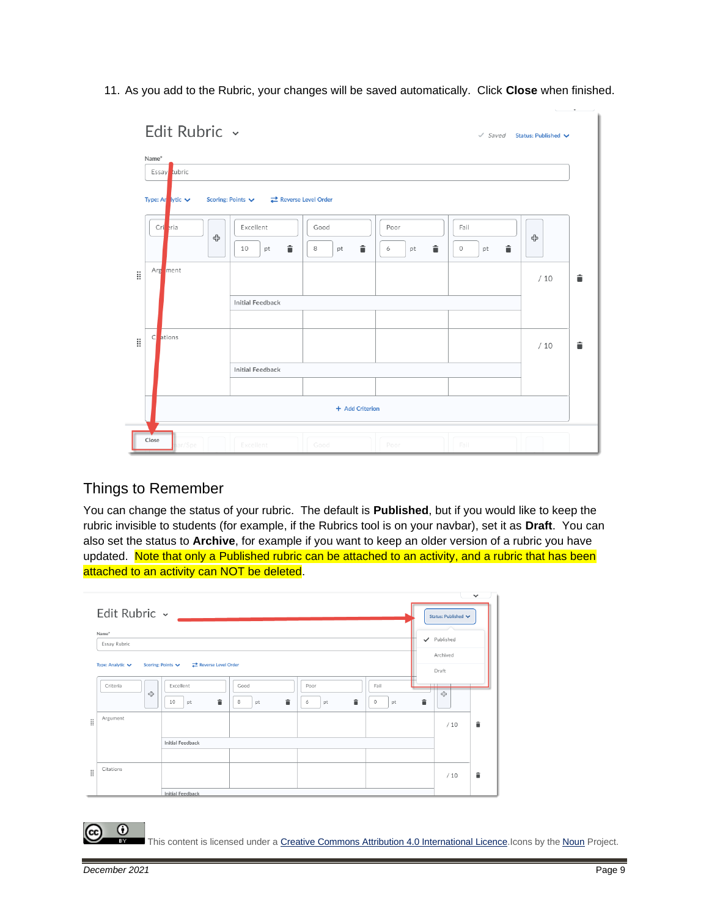11. As you add to the Rubric, your changes will be saved automatically. Click **Close** when finished.

## Things to Remember

You can change the status of your rubric. The default is **Published**, but if you would like to keep the rubric invisible to students (for example, if the Rubrics tool is on your navbar), set it as **Draft**. You can also set the status to **Archive**, for example if you want to keep an older version of a rubric you have updated. Note that only a Published rubric can be attached to an activity, and a rubric that has been attached to an activity can NOT be deleted.

This content is licensed under a Creative Commons Attribution 4.0 International Licence. Icons by the Noun Project.

December 2021